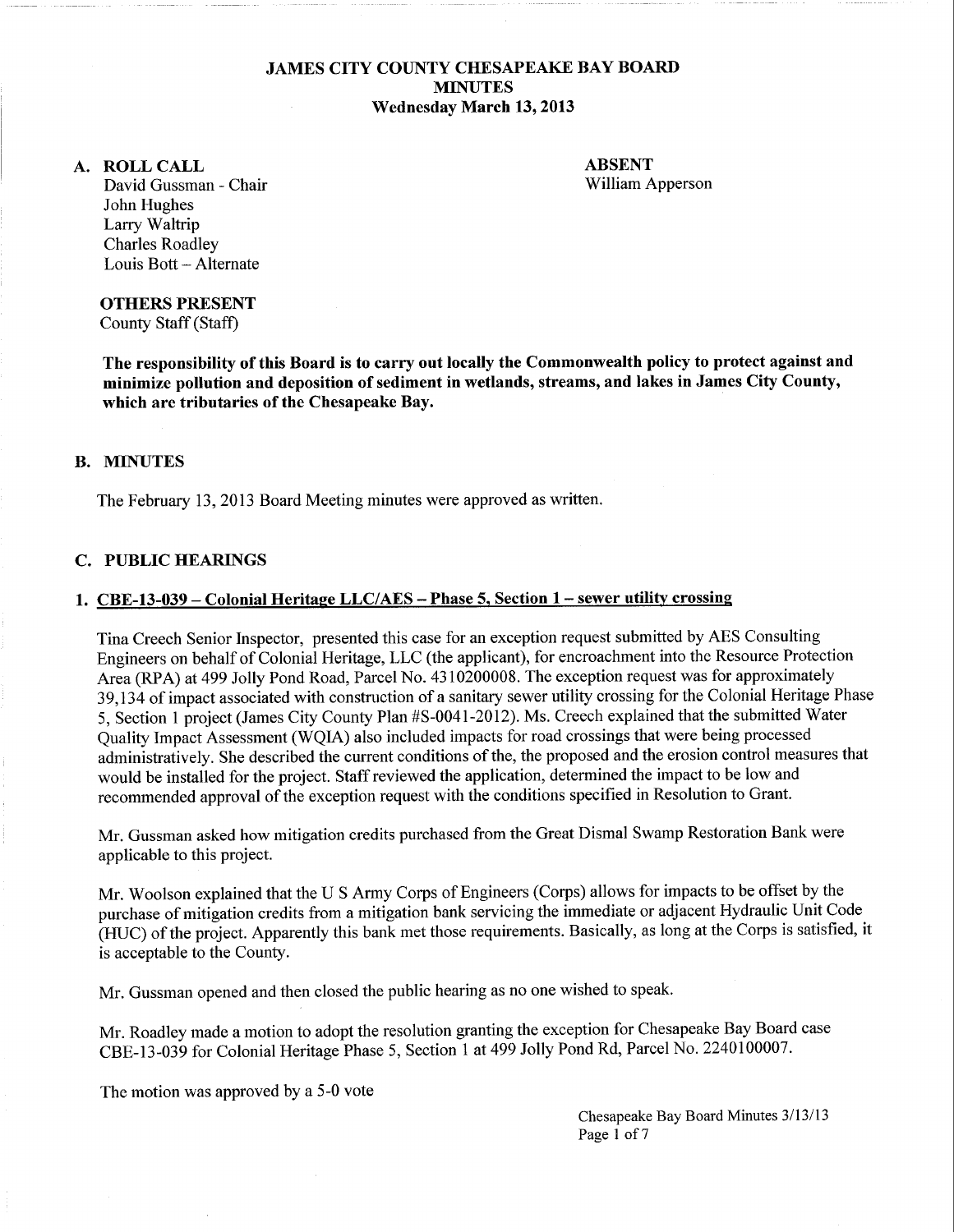# JAMES CITY COUNTY CHESAPEAKE BAY BOARD
## MINUTES
### Wednesday March 13, 2013

## A. ROLL CALL

David Gussman - Chair
John Hughes
Larry Waltrip
Charles Roadley
Louis Bott – Alternate

**ABSENT**
William Apperson

**OTHERS PRESENT**
County Staff (Staff)

**The responsibility of this Board is to carry out locally the Commonwealth policy to protect against and minimize pollution and deposition of sediment in wetlands, streams, and lakes in James City County, which are tributaries of the Chesapeake Bay.**

## B. MINUTES

The February 13, 2013 Board Meeting minutes were approved as written.

## C. PUBLIC HEARINGS

### 1. <u>CBE-13-039 – Colonial Heritage LLC/AES – Phase 5, Section 1 – sewer utility crossing</u>

Tina Creech Senior Inspector, presented this case for an exception request submitted by AES Consulting Engineers on behalf of Colonial Heritage, LLC (the applicant), for encroachment into the Resource Protection Area (RPA) at 499 Jolly Pond Road, Parcel No. 4310200008. The exception request was for approximately 39,134 of impact associated with construction of a sanitary sewer utility crossing for the Colonial Heritage Phase 5, Section 1 project (James City County Plan #S-0041-2012). Ms. Creech explained that the submitted Water Quality Impact Assessment (WQIA) also included impacts for road crossings that were being processed administratively. She described the current conditions of the, the proposed and the erosion control measures that would be installed for the project. Staff reviewed the application, determined the impact to be low and recommended approval of the exception request with the conditions specified in Resolution to Grant.

Mr. Gussman asked how mitigation credits purchased from the Great Dismal Swamp Restoration Bank were applicable to this project.

Mr. Woolson explained that the U S Army Corps of Engineers (Corps) allows for impacts to be offset by the purchase of mitigation credits from a mitigation bank servicing the immediate or adjacent Hydraulic Unit Code (HUC) of the project. Apparently this bank met those requirements. Basically, as long at the Corps is satisfied, it is acceptable to the County.

Mr. Gussman opened and then closed the public hearing as no one wished to speak.

Mr. Roadley made a motion to adopt the resolution granting the exception for Chesapeake Bay Board case CBE-13-039 for Colonial Heritage Phase 5, Section 1 at 499 Jolly Pond Rd, Parcel No. 2240100007.

The motion was approved by a 5-0 vote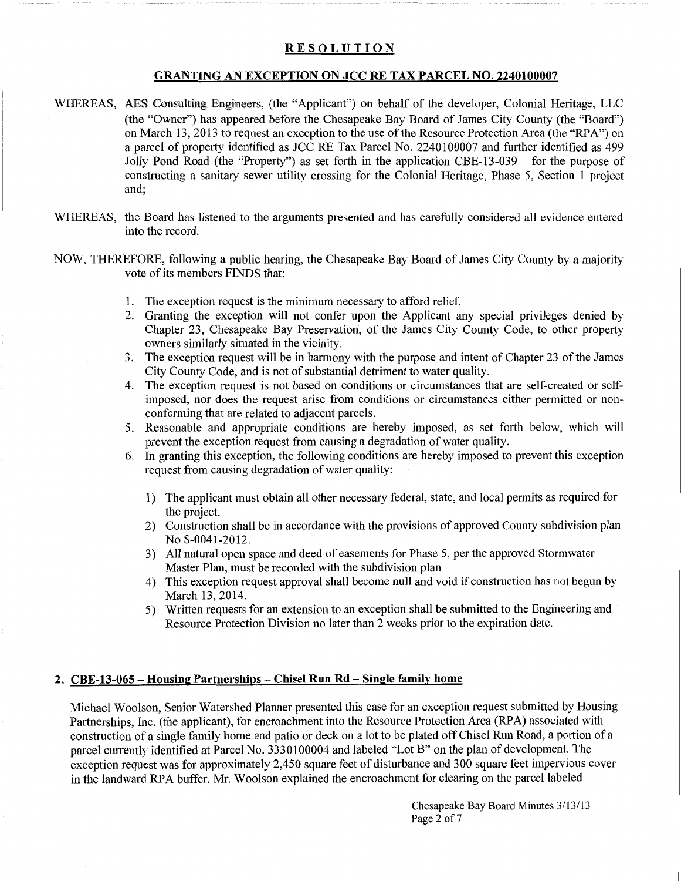## RESOLUTION

### GRANTING AN EXCEPTION ON JCC RE TAX PARCEL NO. 2240100007

WHEREAS, AES Consulting Engineers, (the "Applicant") on behalf of the developer, Colonial Heritage, LLC (the "Owner") has appeared before the Chesapeake Bay Board of James City County (the "Board") on March 13, 2013 to request an exception to the use of the Resource Protection Area (the "RPA") on a parcel of property identified as JCC RE Tax Parcel No. 2240100007 and further identified as 499 Jolly Pond Road (the "Property") as set forth in the application CBE-13-039 for the purpose of constructing a sanitary sewer utility crossing for the Colonial Heritage, Phase 5, Section 1 project and;

WHEREAS, the Board has listened to the arguments presented and has carefully considered all evidence entered into the record.

NOW, THEREFORE, following a public hearing, the Chesapeake Bay Board of James City County by a majority vote of its members FINDS that:

1. The exception request is the minimum necessary to afford relief.
2. Granting the exception will not confer upon the Applicant any special privileges denied by Chapter 23, Chesapeake Bay Preservation, of the James City County Code, to other property owners similarly situated in the vicinity.
3. The exception request will be in harmony with the purpose and intent of Chapter 23 of the James City County Code, and is not of substantial detriment to water quality.
4. The exception request is not based on conditions or circumstances that are self-created or self-imposed, nor does the request arise from conditions or circumstances either permitted or non-conforming that are related to adjacent parcels.
5. Reasonable and appropriate conditions are hereby imposed, as set forth below, which will prevent the exception request from causing a degradation of water quality.
6. In granting this exception, the following conditions are hereby imposed to prevent this exception request from causing degradation of water quality:

    1) The applicant must obtain all other necessary federal, state, and local permits as required for the project.
    2) Construction shall be in accordance with the provisions of approved County subdivision plan No S-0041-2012.
    3) All natural open space and deed of easements for Phase 5, per the approved Stormwater Master Plan, must be recorded with the subdivision plan
    4) This exception request approval shall become null and void if construction has not begun by March 13, 2014.
    5) Written requests for an extension to an exception shall be submitted to the Engineering and Resource Protection Division no later than 2 weeks prior to the expiration date.

**2. CBE-13-065 – Housing Partnerships – Chisel Run Rd – Single family home**

Michael Woolson, Senior Watershed Planner presented this case for an exception request submitted by Housing Partnerships, Inc. (the applicant), for encroachment into the Resource Protection Area (RPA) associated with construction of a single family home and patio or deck on a lot to be plated off Chisel Run Road, a portion of a parcel currently identified at Parcel No. 3330100004 and labeled "Lot B" on the plan of development. The exception request was for approximately 2,450 square feet of disturbance and 300 square feet impervious cover in the landward RPA buffer. Mr. Woolson explained the encroachment for clearing on the parcel labeled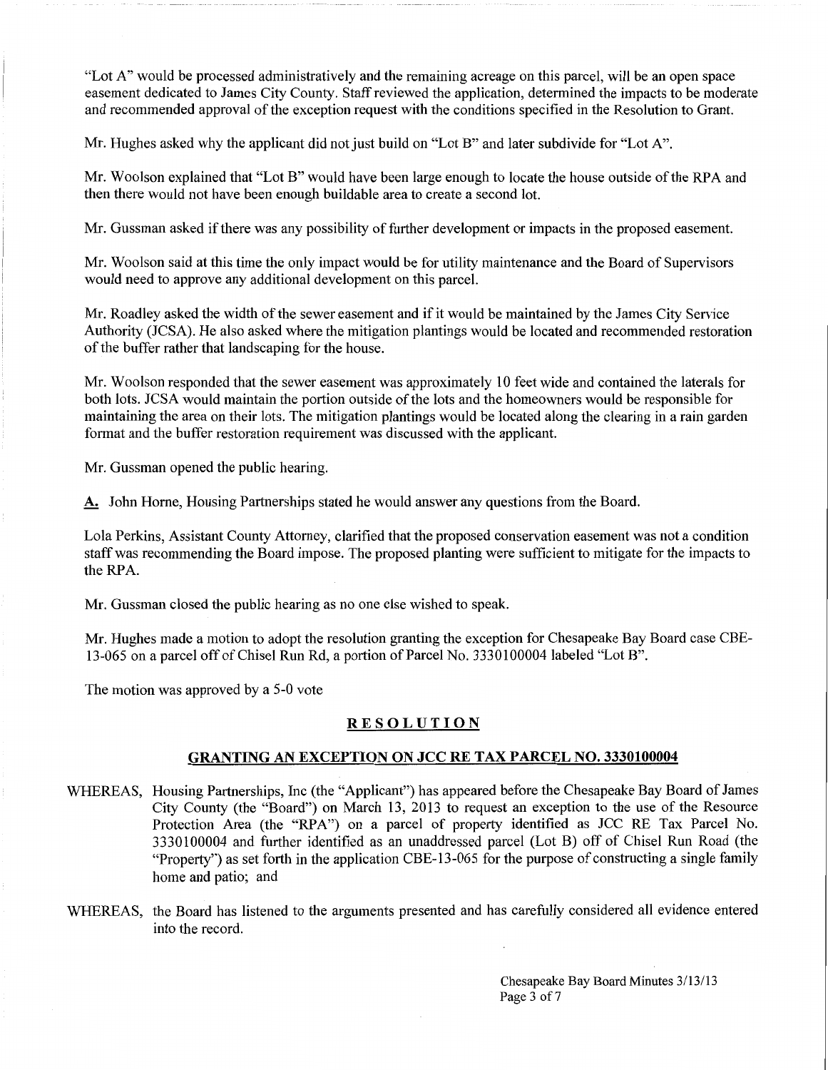"Lot A" would be processed administratively and the remaining acreage on this parcel, will be an open space easement dedicated to James City County. Staff reviewed the application, determined the impacts to be moderate and recommended approval of the exception request with the conditions specified in the Resolution to Grant.

Mr. Hughes asked why the applicant did not just build on "Lot B" and later subdivide for "Lot A".

Mr. Woolson explained that "Lot B" would have been large enough to locate the house outside of the RPA and then there would not have been enough buildable area to create a second lot.

Mr. Gussman asked if there was any possibility of further development or impacts in the proposed easement.

Mr. Woolson said at this time the only impact would be for utility maintenance and the Board of Supervisors would need to approve any additional development on this parcel.

Mr. Roadley asked the width of the sewer easement and if it would be maintained by the James City Service Authority (JCSA). He also asked where the mitigation plantings would be located and recommended restoration of the buffer rather that landscaping for the house.

Mr. Woolson responded that the sewer easement was approximately 10 feet wide and contained the laterals for both lots. JCSA would maintain the portion outside of the lots and the homeowners would be responsible for maintaining the area on their lots. The mitigation plantings would be located along the clearing in a rain garden format and the buffer restoration requirement was discussed with the applicant.

Mr. Gussman opened the public hearing.

**A.** John Horne, Housing Partnerships stated he would answer any questions from the Board.

Lola Perkins, Assistant County Attorney, clarified that the proposed conservation easement was not a condition staff was recommending the Board impose. The proposed planting were sufficient to mitigate for the impacts to the RPA.

Mr. Gussman closed the public hearing as no one else wished to speak.

Mr. Hughes made a motion to adopt the resolution granting the exception for Chesapeake Bay Board case CBE-13-065 on a parcel off of Chisel Run Rd, a portion of Parcel No. 3330100004 labeled "Lot B".

The motion was approved by a 5-0 vote

## RESOLUTION

### GRANTING AN EXCEPTION ON JCC RE TAX PARCEL NO. 3330100004

WHEREAS, Housing Partnerships, Inc (the "Applicant") has appeared before the Chesapeake Bay Board of James City County (the "Board") on March 13, 2013 to request an exception to the use of the Resource Protection Area (the "RPA") on a parcel of property identified as JCC RE Tax Parcel No. 3330100004 and further identified as an unaddressed parcel (Lot B) off of Chisel Run Road (the "Property") as set forth in the application CBE-13-065 for the purpose of constructing a single family home and patio; and

WHEREAS, the Board has listened to the arguments presented and has carefully considered all evidence entered into the record.

Chesapeake Bay Board Minutes 3/13/13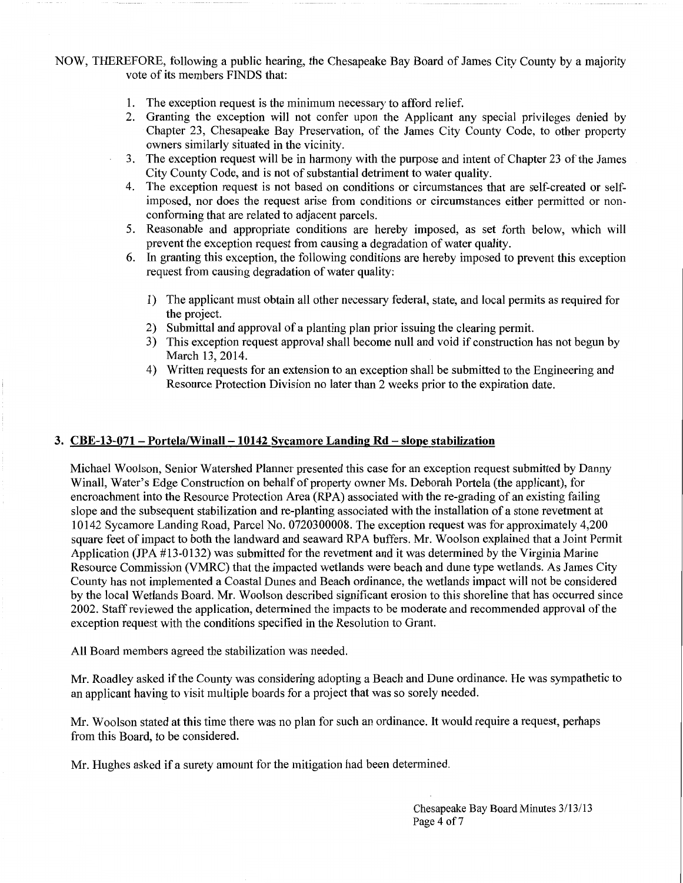NOW, THEREFORE, following a public hearing, the Chesapeake Bay Board of James City County by a majority vote of its members FINDS that:

1. The exception request is the minimum necessary to afford relief.
2. Granting the exception will not confer upon the Applicant any special privileges denied by Chapter 23, Chesapeake Bay Preservation, of the James City County Code, to other property owners similarly situated in the vicinity.
3. The exception request will be in harmony with the purpose and intent of Chapter 23 of the James City County Code, and is not of substantial detriment to water quality.
4. The exception request is not based on conditions or circumstances that are self-created or self-imposed, nor does the request arise from conditions or circumstances either permitted or non-conforming that are related to adjacent parcels.
5. Reasonable and appropriate conditions are hereby imposed, as set forth below, which will prevent the exception request from causing a degradation of water quality.
6. In granting this exception, the following conditions are hereby imposed to prevent this exception request from causing degradation of water quality:

   1) The applicant must obtain all other necessary federal, state, and local permits as required for the project.
   2) Submittal and approval of a planting plan prior issuing the clearing permit.
   3) This exception request approval shall become null and void if construction has not begun by March 13, 2014.
   4) Written requests for an extension to an exception shall be submitted to the Engineering and Resource Protection Division no later than 2 weeks prior to the expiration date.

## 3. CBE-13-071 – Portela/Winall – 10142 Sycamore Landing Rd – slope stabilization

Michael Woolson, Senior Watershed Planner presented this case for an exception request submitted by Danny Winall, Water's Edge Construction on behalf of property owner Ms. Deborah Portela (the applicant), for encroachment into the Resource Protection Area (RPA) associated with the re-grading of an existing failing slope and the subsequent stabilization and re-planting associated with the installation of a stone revetment at 10142 Sycamore Landing Road, Parcel No. 0720300008. The exception request was for approximately 4,200 square feet of impact to both the landward and seaward RPA buffers. Mr. Woolson explained that a Joint Permit Application (JPA #13-0132) was submitted for the revetment and it was determined by the Virginia Marine Resource Commission (VMRC) that the impacted wetlands were beach and dune type wetlands. As James City County has not implemented a Coastal Dunes and Beach ordinance, the wetlands impact will not be considered by the local Wetlands Board. Mr. Woolson described significant erosion to this shoreline that has occurred since 2002. Staff reviewed the application, determined the impacts to be moderate and recommended approval of the exception request with the conditions specified in the Resolution to Grant.

All Board members agreed the stabilization was needed.

Mr. Roadley asked if the County was considering adopting a Beach and Dune ordinance. He was sympathetic to an applicant having to visit multiple boards for a project that was so sorely needed.

Mr. Woolson stated at this time there was no plan for such an ordinance. It would require a request, perhaps from this Board, to be considered.

Mr. Hughes asked if a surety amount for the mitigation had been determined.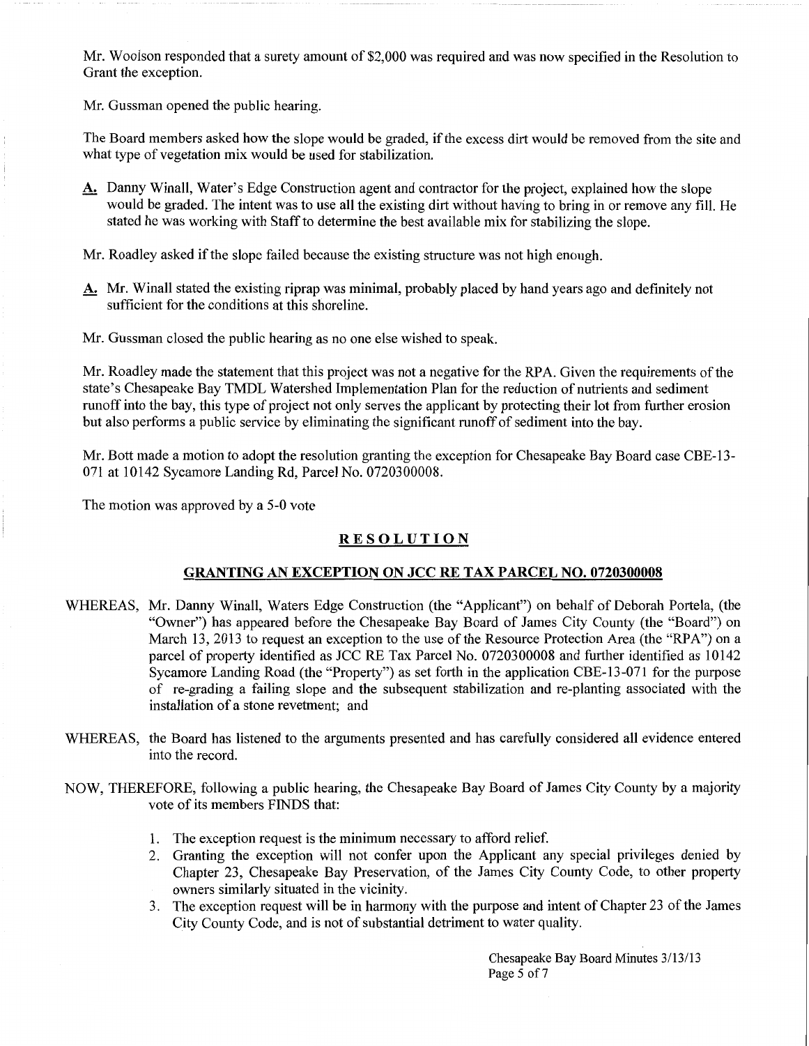Mr. Woolson responded that a surety amount of $2,000 was required and was now specified in the Resolution to Grant the exception.

Mr. Gussman opened the public hearing.

The Board members asked how the slope would be graded, if the excess dirt would be removed from the site and what type of vegetation mix would be used for stabilization.

**A.** Danny Winall, Water's Edge Construction agent and contractor for the project, explained how the slope would be graded. The intent was to use all the existing dirt without having to bring in or remove any fill. He stated he was working with Staff to determine the best available mix for stabilizing the slope.

Mr. Roadley asked if the slope failed because the existing structure was not high enough.

**A.** Mr. Winall stated the existing riprap was minimal, probably placed by hand years ago and definitely not sufficient for the conditions at this shoreline.

Mr. Gussman closed the public hearing as no one else wished to speak.

Mr. Roadley made the statement that this project was not a negative for the RPA. Given the requirements of the state's Chesapeake Bay TMDL Watershed Implementation Plan for the reduction of nutrients and sediment runoff into the bay, this type of project not only serves the applicant by protecting their lot from further erosion but also performs a public service by eliminating the significant runoff of sediment into the bay.

Mr. Bott made a motion to adopt the resolution granting the exception for Chesapeake Bay Board case CBE-13-071 at 10142 Sycamore Landing Rd, Parcel No. 0720300008.

The motion was approved by a 5-0 vote

## RESOLUTION

### GRANTING AN EXCEPTION ON JCC RE TAX PARCEL NO. 0720300008

WHEREAS, Mr. Danny Winall, Waters Edge Construction (the "Applicant") on behalf of Deborah Portela, (the "Owner") has appeared before the Chesapeake Bay Board of James City County (the "Board") on March 13, 2013 to request an exception to the use of the Resource Protection Area (the "RPA") on a parcel of property identified as JCC RE Tax Parcel No. 0720300008 and further identified as 10142 Sycamore Landing Road (the "Property") as set forth in the application CBE-13-071 for the purpose of re-grading a failing slope and the subsequent stabilization and re-planting associated with the installation of a stone revetment; and

WHEREAS, the Board has listened to the arguments presented and has carefully considered all evidence entered into the record.

NOW, THEREFORE, following a public hearing, the Chesapeake Bay Board of James City County by a majority vote of its members FINDS that:

1. The exception request is the minimum necessary to afford relief.
2. Granting the exception will not confer upon the Applicant any special privileges denied by Chapter 23, Chesapeake Bay Preservation, of the James City County Code, to other property owners similarly situated in the vicinity.
3. The exception request will be in harmony with the purpose and intent of Chapter 23 of the James City County Code, and is not of substantial detriment to water quality.

Chesapeake Bay Board Minutes 3/13/13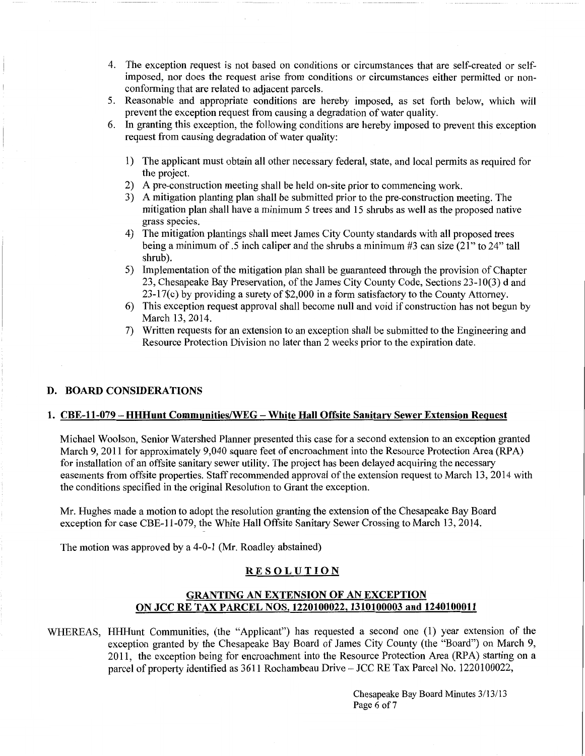4. The exception request is not based on conditions or circumstances that are self-created or self-imposed, nor does the request arise from conditions or circumstances either permitted or non-conforming that are related to adjacent parcels.
5. Reasonable and appropriate conditions are hereby imposed, as set forth below, which will prevent the exception request from causing a degradation of water quality.
6. In granting this exception, the following conditions are hereby imposed to prevent this exception request from causing degradation of water quality:

   1) The applicant must obtain all other necessary federal, state, and local permits as required for the project.
   2) A pre-construction meeting shall be held on-site prior to commencing work.
   3) A mitigation planting plan shall be submitted prior to the pre-construction meeting. The mitigation plan shall have a minimum 5 trees and 15 shrubs as well as the proposed native grass species.
   4) The mitigation plantings shall meet James City County standards with all proposed trees being a minimum of .5 inch caliper and the shrubs a minimum #3 can size (21" to 24" tall shrub).
   5) Implementation of the mitigation plan shall be guaranteed through the provision of Chapter 23, Chesapeake Bay Preservation, of the James City County Code, Sections 23-10(3) d and 23-17(c) by providing a surety of $2,000 in a form satisfactory to the County Attorney.
   6) This exception request approval shall become null and void if construction has not begun by March 13, 2014.
   7) Written requests for an extension to an exception shall be submitted to the Engineering and Resource Protection Division no later than 2 weeks prior to the expiration date.

## D. BOARD CONSIDERATIONS

### 1. CBE-11-079 – HHHunt Communities/WEG – White Hall Offsite Sanitary Sewer Extension Request

Michael Woolson, Senior Watershed Planner presented this case for a second extension to an exception granted March 9, 2011 for approximately 9,040 square feet of encroachment into the Resource Protection Area (RPA) for installation of an offsite sanitary sewer utility. The project has been delayed acquiring the necessary easements from offsite properties. Staff recommended approval of the extension request to March 13, 2014 with the conditions specified in the original Resolution to Grant the exception.

Mr. Hughes made a motion to adopt the resolution granting the extension of the Chesapeake Bay Board exception for case CBE-11-079, the White Hall Offsite Sanitary Sewer Crossing to March 13, 2014.

The motion was approved by a 4-0-1 (Mr. Roadley abstained)

**RESOLUTION**

**GRANTING AN EXTENSION OF AN EXCEPTION ON JCC RE TAX PARCEL NOS. 1220100022, 1310100003 and 1240100011**

WHEREAS, HHHunt Communities, (the "Applicant") has requested a second one (1) year extension of the exception granted by the Chesapeake Bay Board of James City County (the "Board") on March 9, 2011, the exception being for encroachment into the Resource Protection Area (RPA) starting on a parcel of property identified as 3611 Rochambeau Drive – JCC RE Tax Parcel No. 1220100022,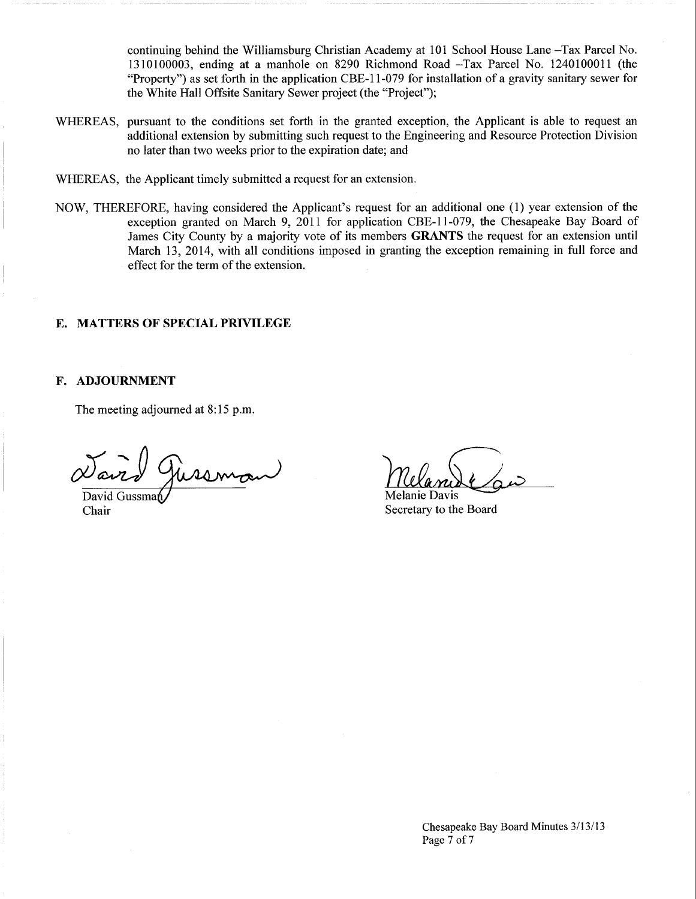continuing behind the Williamsburg Christian Academy at 101 School House Lane –Tax Parcel No. 1310100003, ending at a manhole on 8290 Richmond Road –Tax Parcel No. 1240100011 (the "Property") as set forth in the application CBE-11-079 for installation of a gravity sanitary sewer for the White Hall Offsite Sanitary Sewer project (the "Project");

WHEREAS, pursuant to the conditions set forth in the granted exception, the Applicant is able to request an additional extension by submitting such request to the Engineering and Resource Protection Division no later than two weeks prior to the expiration date; and

WHEREAS, the Applicant timely submitted a request for an extension.

NOW, THEREFORE, having considered the Applicant's request for an additional one (1) year extension of the exception granted on March 9, 2011 for application CBE-11-079, the Chesapeake Bay Board of James City County by a majority vote of its members **GRANTS** the request for an extension until March 13, 2014, with all conditions imposed in granting the exception remaining in full force and effect for the term of the extension.

## E. MATTERS OF SPECIAL PRIVILEGE

## F. ADJOURNMENT

The meeting adjourned at 8:15 p.m.

David Gussman
Chair

Melanie Davis
Secretary to the Board